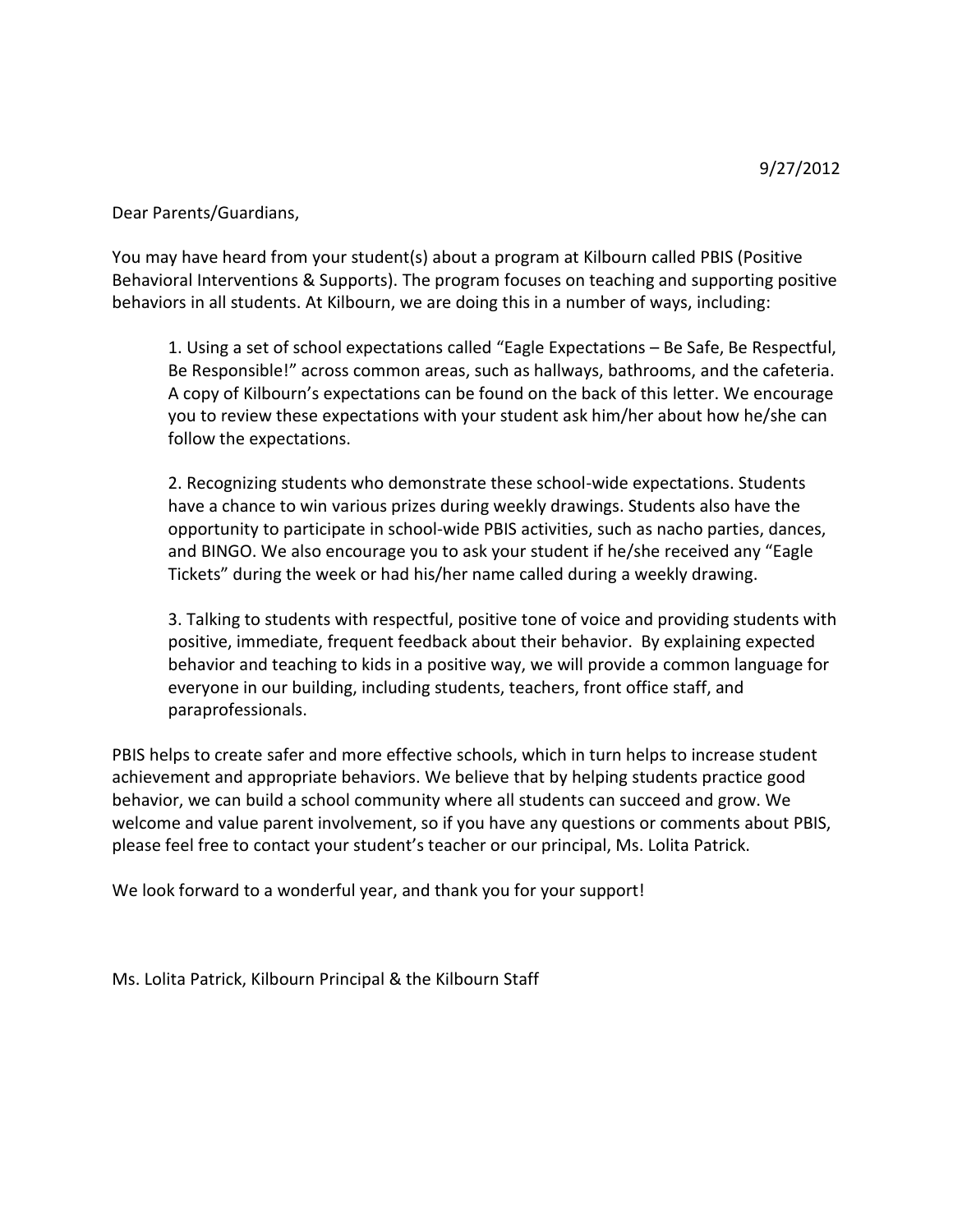9/27/2012

Dear Parents/Guardians,

You may have heard from your student(s) about a program at Kilbourn called PBIS (Positive Behavioral Interventions & Supports). The program focuses on teaching and supporting positive behaviors in all students. At Kilbourn, we are doing this in a number of ways, including:

1. Using a set of school expectations called "Eagle Expectations – Be Safe, Be Respectful, Be Responsible!" across common areas, such as hallways, bathrooms, and the cafeteria. A copy of Kilbourn's expectations can be found on the back of this letter. We encourage you to review these expectations with your student ask him/her about how he/she can follow the expectations.

2. Recognizing students who demonstrate these school-wide expectations. Students have a chance to win various prizes during weekly drawings. Students also have the opportunity to participate in school-wide PBIS activities, such as nacho parties, dances, and BINGO. We also encourage you to ask your student if he/she received any "Eagle Tickets" during the week or had his/her name called during a weekly drawing.

3. Talking to students with respectful, positive tone of voice and providing students with positive, immediate, frequent feedback about their behavior. By explaining expected behavior and teaching to kids in a positive way, we will provide a common language for everyone in our building, including students, teachers, front office staff, and paraprofessionals.

PBIS helps to create safer and more effective schools, which in turn helps to increase student achievement and appropriate behaviors. We believe that by helping students practice good behavior, we can build a school community where all students can succeed and grow. We welcome and value parent involvement, so if you have any questions or comments about PBIS, please feel free to contact your student's teacher or our principal, Ms. Lolita Patrick.

We look forward to a wonderful year, and thank you for your support!

Ms. Lolita Patrick, Kilbourn Principal & the Kilbourn Staff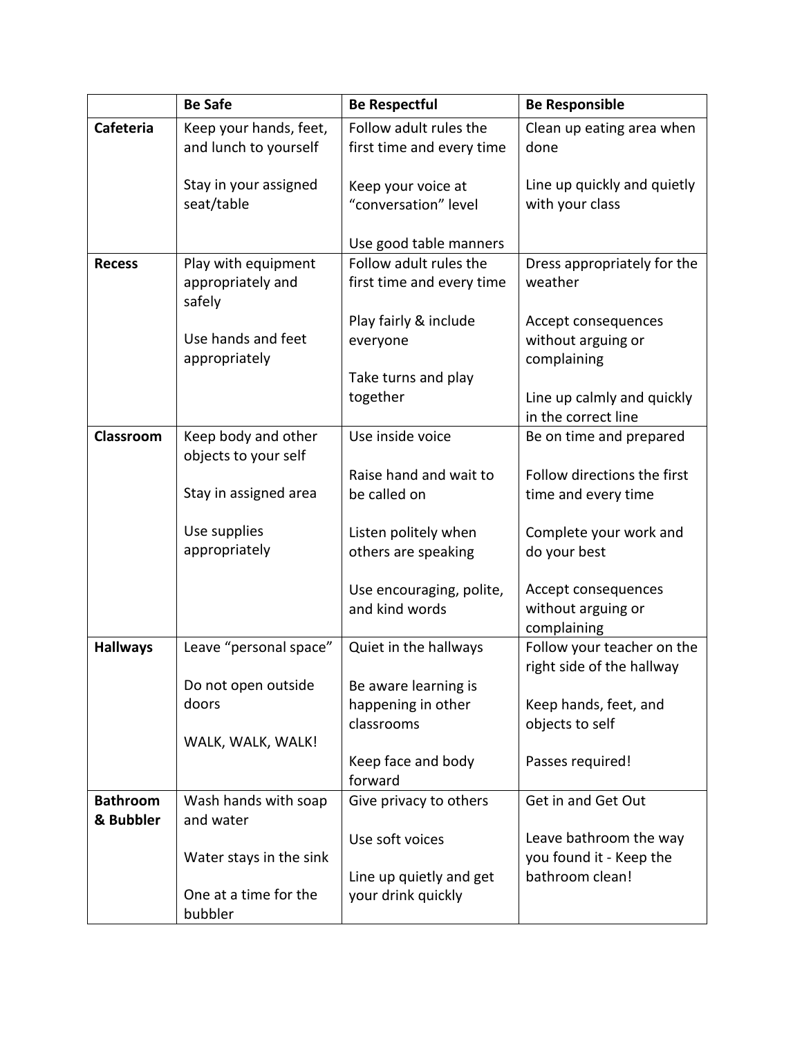| | **Be Safe** | **Be Respectful** | **Be Responsible** |
|---|---|---|---|
| **Cafeteria** | Keep your hands, feet, and lunch to yourself<br><br>Stay in your assigned seat/table | Follow adult rules the first time and every time<br><br>Keep your voice at "conversation" level<br><br>Use good table manners | Clean up eating area when done<br><br>Line up quickly and quietly with your class |
| **Recess** | Play with equipment appropriately and safely<br><br>Use hands and feet appropriately | Follow adult rules the first time and every time<br><br>Play fairly & include everyone<br><br>Take turns and play together | Dress appropriately for the weather<br><br>Accept consequences without arguing or complaining<br><br>Line up calmly and quickly in the correct line |
| **Classroom** | Keep body and other objects to your self<br><br>Stay in assigned area<br><br>Use supplies appropriately | Use inside voice<br><br>Raise hand and wait to be called on<br><br>Listen politely when others are speaking<br><br>Use encouraging, polite, and kind words | Be on time and prepared<br><br>Follow directions the first time and every time<br><br>Complete your work and do your best<br><br>Accept consequences without arguing or complaining |
| **Hallways** | Leave "personal space"<br><br>Do not open outside doors<br><br>WALK, WALK, WALK! | Quiet in the hallways<br><br>Be aware learning is happening in other classrooms<br><br>Keep face and body forward | Follow your teacher on the right side of the hallway<br><br>Keep hands, feet, and objects to self<br><br>Passes required! |
| **Bathroom & Bubbler** | Wash hands with soap and water<br><br>Water stays in the sink<br><br>One at a time for the bubbler | Give privacy to others<br><br>Use soft voices<br><br>Line up quietly and get your drink quickly | Get in and Get Out<br><br>Leave bathroom the way you found it - Keep the bathroom clean! |